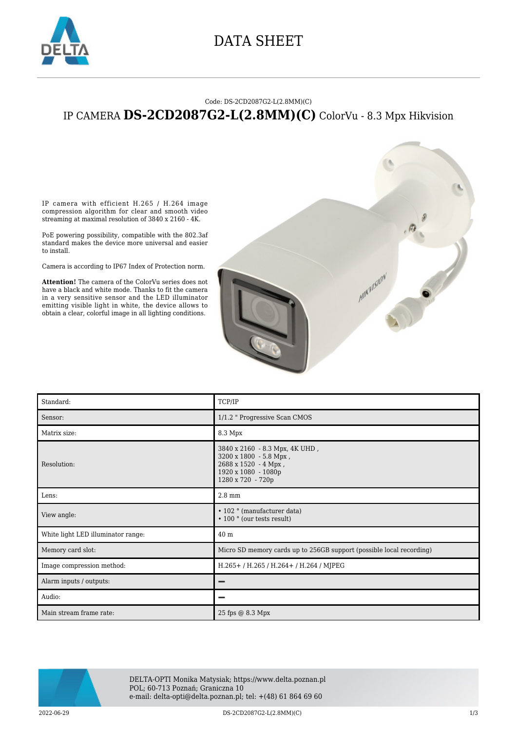# DATA SHEET

Code: DS-2CD2087G2-L(2.8MM)(C)

## IP CAMERA **DS-2CD2087G2-L(2.8MM)(C)** ColorVu - 8.3 Mpx Hikvision

IP camera with efficient H.265 / H.264 image compression algorithm for clear and smooth video streaming at maximal resolution of 3840 x 2160 - 4K.

PoE powering possibility, compatible with the 802.3af standard makes the device more universal and easier to install.

Camera is according to IP67 Index of Protection norm.

**Attention!** The camera of the ColorVu series does not have a black and white mode. Thanks to fit the camera in a very sensitive sensor and the LED illuminator emitting visible light in white, the device allows to obtain a clear, colorful image in all lighting conditions.

| Standard: | TCP/IP |
|---|---|
| Sensor: | 1/1.2 " Progressive Scan CMOS |
| Matrix size: | 8.3 Mpx |
| Resolution: | 3840 x 2160 - 8.3 Mpx, 4K UHD ,<br>3200 x 1800 - 5.8 Mpx ,<br>2688 x 1520 - 4 Mpx ,<br>1920 x 1080 - 1080p<br>1280 x 720 - 720p |
| Lens: | 2.8 mm |
| View angle: | • 102 ° (manufacturer data)<br>• 100 ° (our tests result) |
| White light LED illuminator range: | 40 m |
| Memory card slot: | Micro SD memory cards up to 256GB support (possible local recording) |
| Image compression method: | H.265+ / H.265 / H.264+ / H.264 / MJPEG |
| Alarm inputs / outputs: | – |
| Audio: | – |
| Main stream frame rate: | 25 fps @ 8.3 Mpx |

DELTA-OPTI Monika Matysiak; https://www.delta.poznan.pl
POL; 60-713 Poznań; Graniczna 10
e-mail: delta-opti@delta.poznan.pl; tel: +(48) 61 864 69 60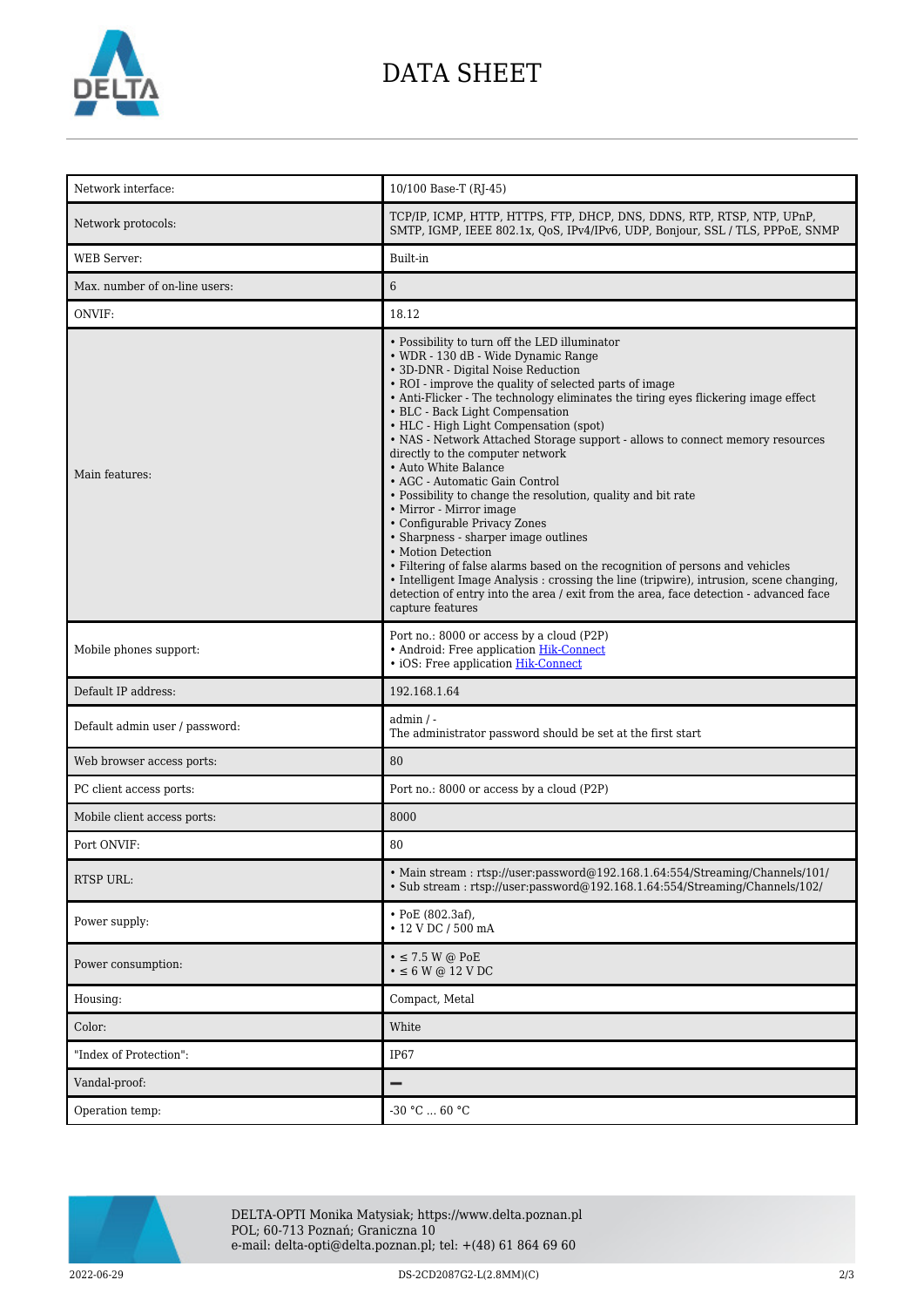# DATA SHEET

| | |
|---|---|
| Network interface: | 10/100 Base-T (RJ-45) |
| Network protocols: | TCP/IP, ICMP, HTTP, HTTPS, FTP, DHCP, DNS, DDNS, RTP, RTSP, NTP, UPnP, SMTP, IGMP, IEEE 802.1x, QoS, IPv4/IPv6, UDP, Bonjour, SSL / TLS, PPPoE, SNMP |
| WEB Server: | Built-in |
| Max. number of on-line users: | 6 |
| ONVIF: | 18.12 |
| Main features: | • Possibility to turn off the LED illuminator<br>• WDR - 130 dB - Wide Dynamic Range<br>• 3D-DNR - Digital Noise Reduction<br>• ROI - improve the quality of selected parts of image<br>• Anti-Flicker - The technology eliminates the tiring eyes flickering image effect<br>• BLC - Back Light Compensation<br>• HLC - High Light Compensation (spot)<br>• NAS - Network Attached Storage support - allows to connect memory resources directly to the computer network<br>• Auto White Balance<br>• AGC - Automatic Gain Control<br>• Possibility to change the resolution, quality and bit rate<br>• Mirror - Mirror image<br>• Configurable Privacy Zones<br>• Sharpness - sharper image outlines<br>• Motion Detection<br>• Filtering of false alarms based on the recognition of persons and vehicles<br>• Intelligent Image Analysis : crossing the line (tripwire), intrusion, scene changing, detection of entry into the area / exit from the area, face detection - advanced face capture features |
| Mobile phones support: | Port no.: 8000 or access by a cloud (P2P)<br>• Android: Free application Hik-Connect<br>• iOS: Free application Hik-Connect |
| Default IP address: | 192.168.1.64 |
| Default admin user / password: | admin / -<br>The administrator password should be set at the first start |
| Web browser access ports: | 80 |
| PC client access ports: | Port no.: 8000 or access by a cloud (P2P) |
| Mobile client access ports: | 8000 |
| Port ONVIF: | 80 |
| RTSP URL: | • Main stream : rtsp://user:password@192.168.1.64:554/Streaming/Channels/101/<br>• Sub stream : rtsp://user:password@192.168.1.64:554/Streaming/Channels/102/ |
| Power supply: | • PoE (802.3af),<br>• 12 V DC / 500 mA |
| Power consumption: | • ≤ 7.5 W @ PoE<br>• ≤ 6 W @ 12 V DC |
| Housing: | Compact, Metal |
| Color: | White |
| "Index of Protection": | IP67 |
| Vandal-proof: | – |
| Operation temp: | -30 °C ... 60 °C |

DELTA-OPTI Monika Matysiak; https://www.delta.poznan.pl
POL; 60-713 Poznań; Graniczna 10
e-mail: delta-opti@delta.poznan.pl; tel: +(48) 61 864 69 60

2022-06-29 DS-2CD2087G2-L(2.8MM)(C)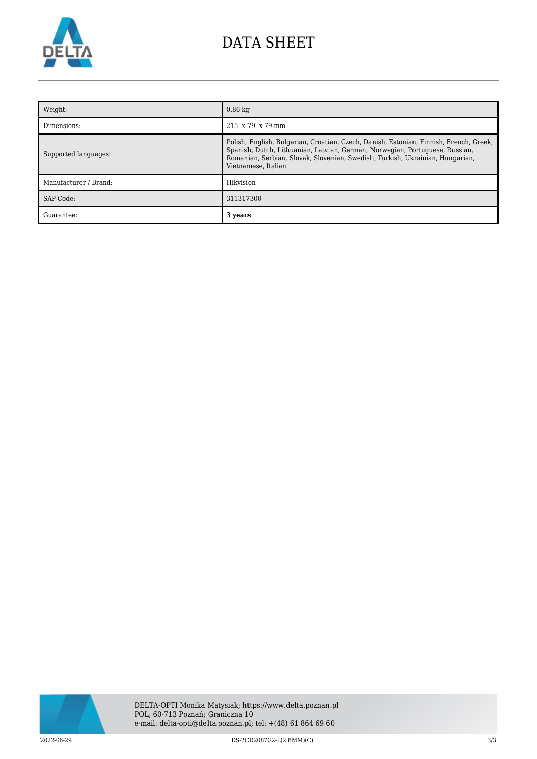| | |
|---|---|
| Weight: | 0.86 kg |
| Dimensions: | 215 x 79 x 79 mm |
| Supported languages: | Polish, English, Bulgarian, Croatian, Czech, Danish, Estonian, Finnish, French, Greek, Spanish, Dutch, Lithuanian, Latvian, German, Norwegian, Portuguese, Russian, Romanian, Serbian, Slovak, Slovenian, Swedish, Turkish, Ukrainian, Hungarian, Vietnamese, Italian |
| Manufacturer / Brand: | Hikvision |
| SAP Code: | 311317300 |
| Guarantee: | **3 years** |